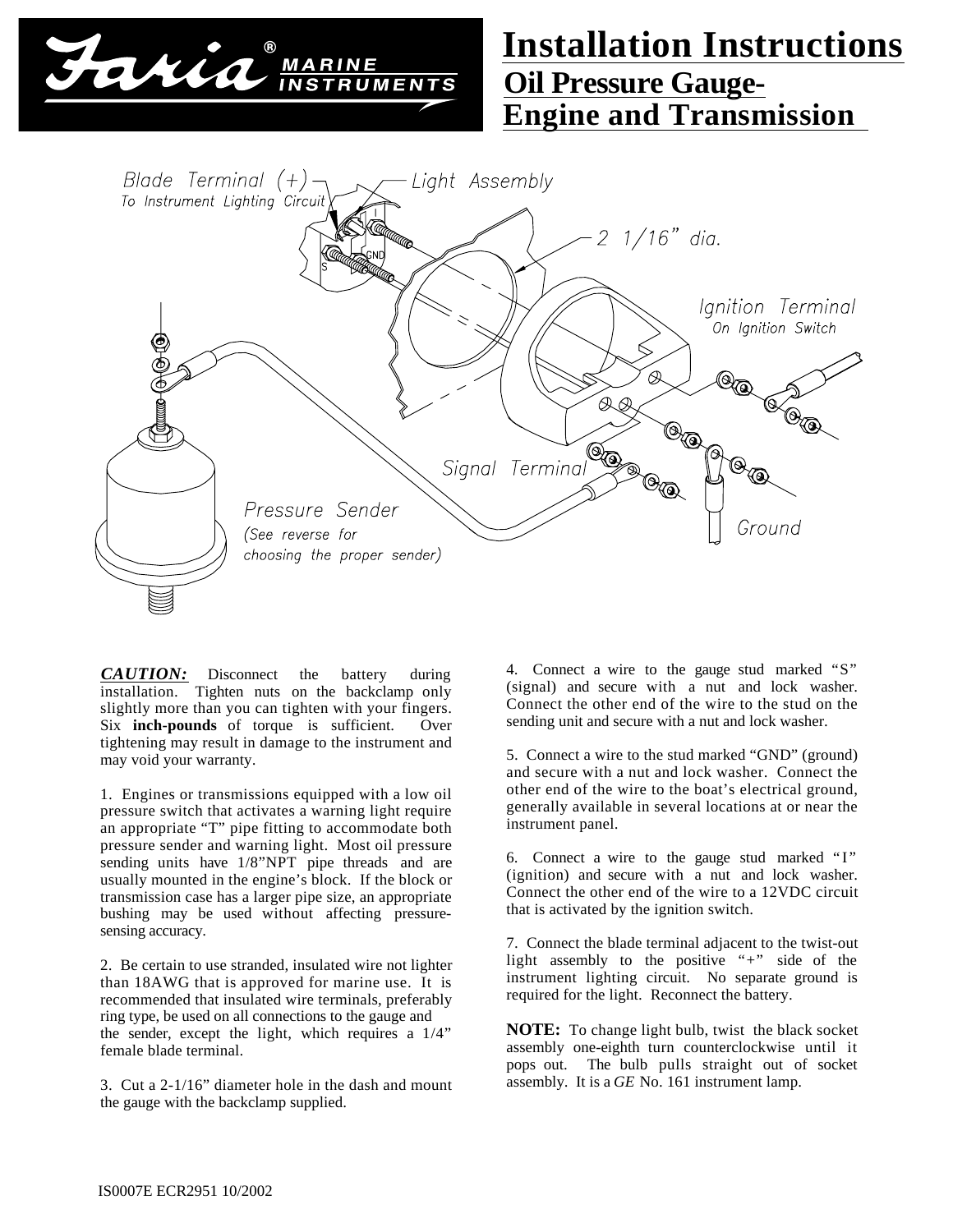# Faria® MARINE INSTRUMENTS

# Installation Instructions

## Oil Pressure Gauge- Engine and Transmission

***CAUTION:*** Disconnect the battery during installation. Tighten nuts on the backclamp only slightly more than you can tighten with your fingers. Six **inch-pounds** of torque is sufficient. Over tightening may result in damage to the instrument and may void your warranty.

1. Engines or transmissions equipped with a low oil pressure switch that activates a warning light require an appropriate "T" pipe fitting to accommodate both pressure sender and warning light. Most oil pressure sending units have 1/8"NPT pipe threads and are usually mounted in the engine's block. If the block or transmission case has a larger pipe size, an appropriate bushing may be used without affecting pressure-sensing accuracy.

2. Be certain to use stranded, insulated wire not lighter than 18AWG that is approved for marine use. It is recommended that insulated wire terminals, preferably ring type, be used on all connections to the gauge and the sender, except the light, which requires a 1/4" female blade terminal.

3. Cut a 2-1/16" diameter hole in the dash and mount the gauge with the backclamp supplied.

4. Connect a wire to the gauge stud marked "S" (signal) and secure with a nut and lock washer. Connect the other end of the wire to the stud on the sending unit and secure with a nut and lock washer.

5. Connect a wire to the stud marked "GND" (ground) and secure with a nut and lock washer. Connect the other end of the wire to the boat's electrical ground, generally available in several locations at or near the instrument panel.

6. Connect a wire to the gauge stud marked "I" (ignition) and secure with a nut and lock washer. Connect the other end of the wire to a 12VDC circuit that is activated by the ignition switch.

7. Connect the blade terminal adjacent to the twist-out light assembly to the positive "+" side of the instrument lighting circuit. No separate ground is required for the light. Reconnect the battery.

**NOTE:** To change light bulb, twist the black socket assembly one-eighth turn counterclockwise until it pops out. The bulb pulls straight out of socket assembly. It is a *GE* No. 161 instrument lamp.

IS0007E ECR2951 10/2002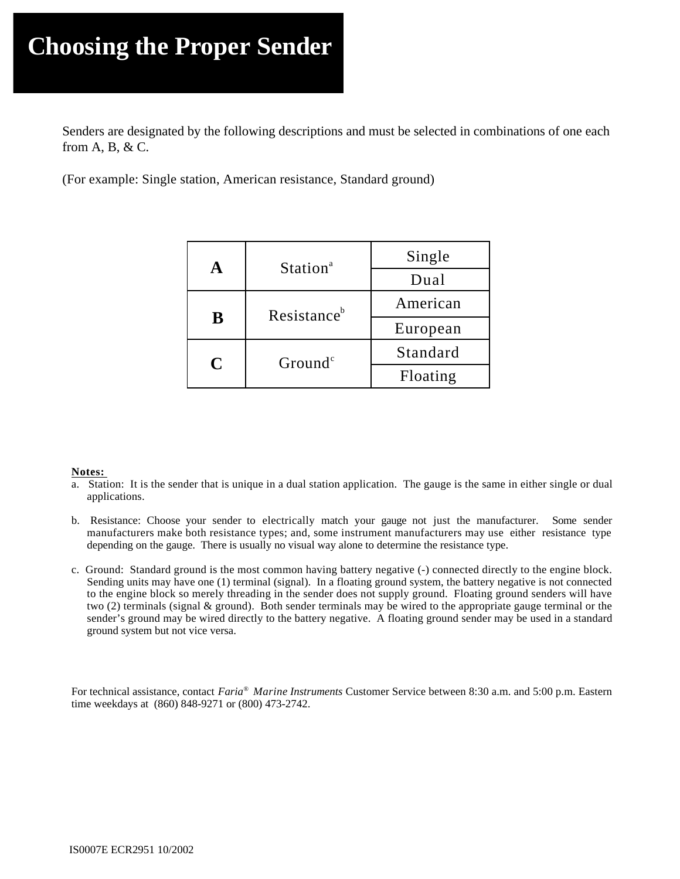# Choosing the Proper Sender

Senders are designated by the following descriptions and must be selected in combinations of one each from A, B, & C.

(For example: Single station, American resistance, Standard ground)

| | | |
|---|---|---|
| **A** | Station[a] | Single |
| | | Dual |
| **B** | Resistance[b] | American |
| | | European |
| **C** | Ground[c] | Standard |
| | | Floating |

**Notes:**

a. Station: It is the sender that is unique in a dual station application. The gauge is the same in either single or dual applications.

b. Resistance: Choose your sender to electrically match your gauge not just the manufacturer. Some sender manufacturers make both resistance types; and, some instrument manufacturers may use either resistance type depending on the gauge. There is usually no visual way alone to determine the resistance type.

c. Ground: Standard ground is the most common having battery negative (-) connected directly to the engine block. Sending units may have one (1) terminal (signal). In a floating ground system, the battery negative is not connected to the engine block so merely threading in the sender does not supply ground. Floating ground senders will have two (2) terminals (signal & ground). Both sender terminals may be wired to the appropriate gauge terminal or the sender's ground may be wired directly to the battery negative. A floating ground sender may be used in a standard ground system but not vice versa.

For technical assistance, contact *Faria® Marine Instruments* Customer Service between 8:30 a.m. and 5:00 p.m. Eastern time weekdays at (860) 848-9271 or (800) 473-2742.

IS0007E ECR2951 10/2002